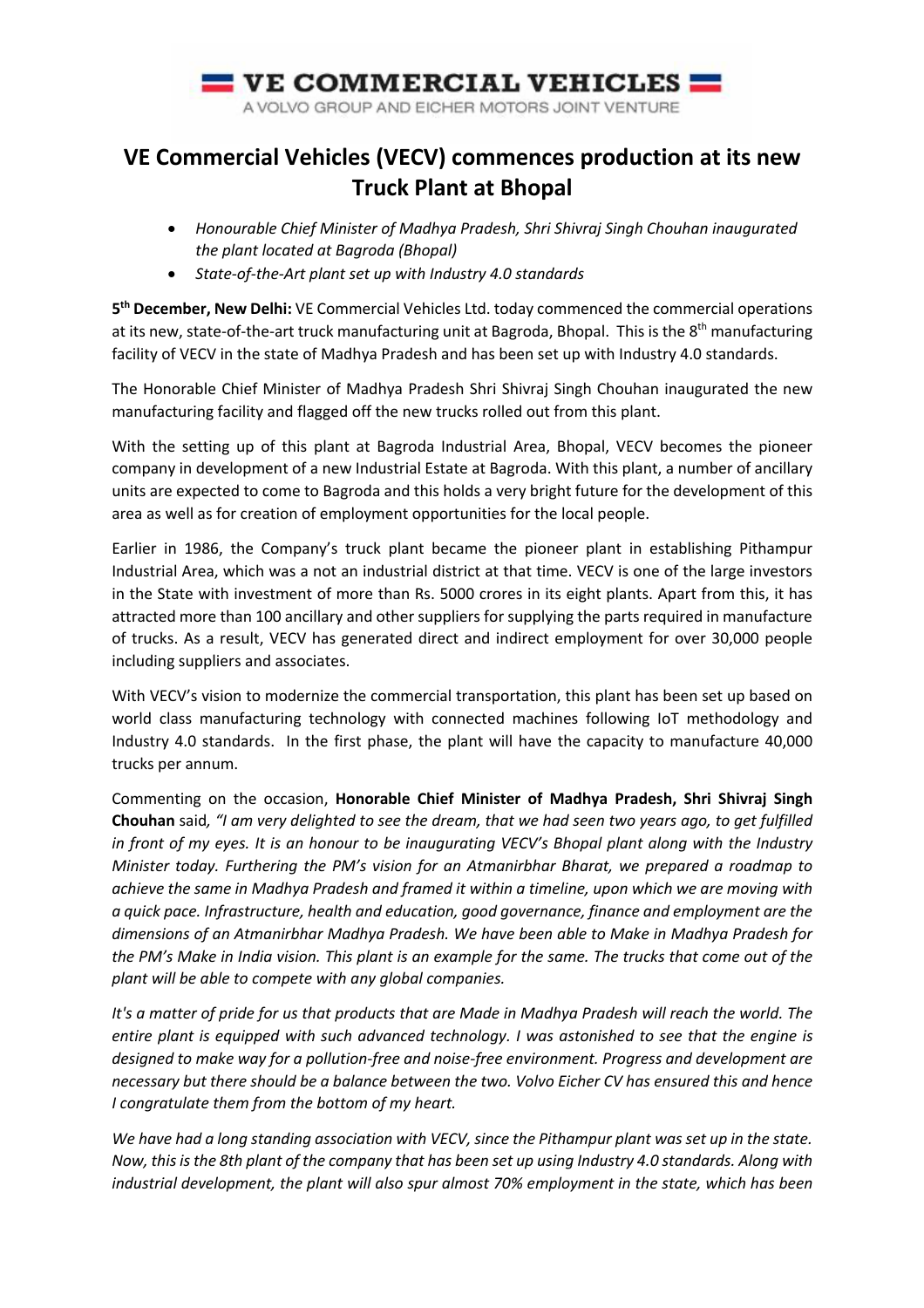VE COMMERCIAL VEHICLES

A VOLVO GROUP AND EICHER MOTORS JOINT VENTURE

# VE Commercial Vehicles (VECV) commences production at its new Truck Plant at Bhopal

- *Honourable Chief Minister of Madhya Pradesh, Shri Shivraj Singh Chouhan inaugurated the plant located at Bagroda (Bhopal)*
- *State-of-the-Art plant set up with Industry 4.0 standards*

**5th December, New Delhi:** VE Commercial Vehicles Ltd. today commenced the commercial operations at its new, state-of-the-art truck manufacturing unit at Bagroda, Bhopal. This is the 8th manufacturing facility of VECV in the state of Madhya Pradesh and has been set up with Industry 4.0 standards.

The Honorable Chief Minister of Madhya Pradesh Shri Shivraj Singh Chouhan inaugurated the new manufacturing facility and flagged off the new trucks rolled out from this plant.

With the setting up of this plant at Bagroda Industrial Area, Bhopal, VECV becomes the pioneer company in development of a new Industrial Estate at Bagroda. With this plant, a number of ancillary units are expected to come to Bagroda and this holds a very bright future for the development of this area as well as for creation of employment opportunities for the local people.

Earlier in 1986, the Company's truck plant became the pioneer plant in establishing Pithampur Industrial Area, which was a not an industrial district at that time. VECV is one of the large investors in the State with investment of more than Rs. 5000 crores in its eight plants. Apart from this, it has attracted more than 100 ancillary and other suppliers for supplying the parts required in manufacture of trucks. As a result, VECV has generated direct and indirect employment for over 30,000 people including suppliers and associates.

With VECV's vision to modernize the commercial transportation, this plant has been set up based on world class manufacturing technology with connected machines following IoT methodology and Industry 4.0 standards. In the first phase, the plant will have the capacity to manufacture 40,000 trucks per annum.

Commenting on the occasion, **Honorable Chief Minister of Madhya Pradesh, Shri Shivraj Singh Chouhan** said*, "I am very delighted to see the dream, that we had seen two years ago, to get fulfilled in front of my eyes. It is an honour to be inaugurating VECV's Bhopal plant along with the Industry Minister today. Furthering the PM's vision for an Atmanirbhar Bharat, we prepared a roadmap to achieve the same in Madhya Pradesh and framed it within a timeline, upon which we are moving with a quick pace. Infrastructure, health and education, good governance, finance and employment are the dimensions of an Atmanirbhar Madhya Pradesh. We have been able to Make in Madhya Pradesh for the PM's Make in India vision. This plant is an example for the same. The trucks that come out of the plant will be able to compete with any global companies.*

*It's a matter of pride for us that products that are Made in Madhya Pradesh will reach the world. The entire plant is equipped with such advanced technology. I was astonished to see that the engine is designed to make way for a pollution-free and noise-free environment. Progress and development are necessary but there should be a balance between the two. Volvo Eicher CV has ensured this and hence I congratulate them from the bottom of my heart.*

*We have had a long standing association with VECV, since the Pithampur plant was set up in the state. Now, this is the 8th plant of the company that has been set up using Industry 4.0 standards. Along with industrial development, the plant will also spur almost 70% employment in the state, which has been*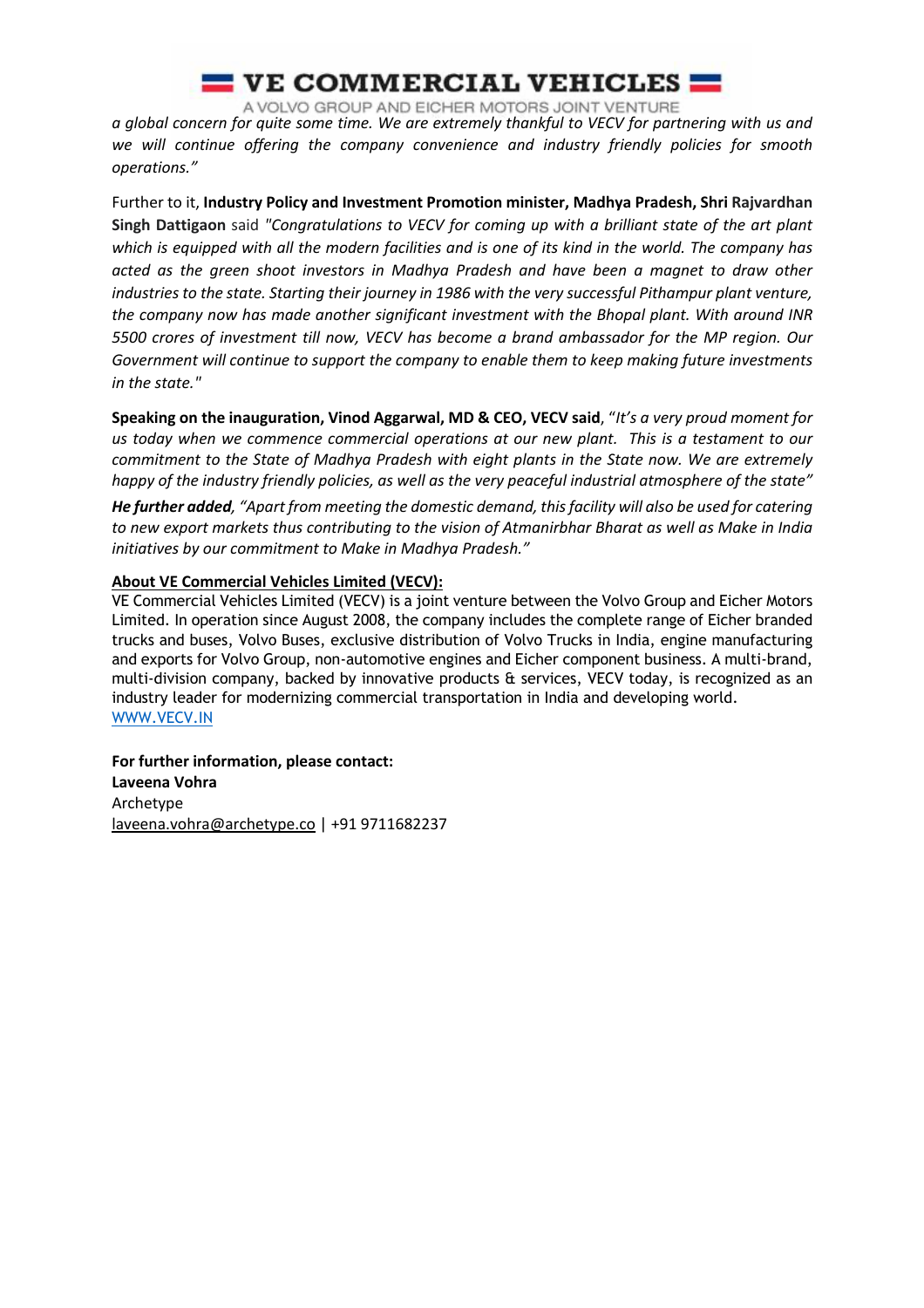*a global concern for quite some time. We are extremely thankful to VECV for partnering with us and we will continue offering the company convenience and industry friendly policies for smooth operations."*

Further to it, **Industry Policy and Investment Promotion minister, Madhya Pradesh, Shri Rajvardhan Singh Dattigaon** said *"Congratulations to VECV for coming up with a brilliant state of the art plant which is equipped with all the modern facilities and is one of its kind in the world. The company has acted as the green shoot investors in Madhya Pradesh and have been a magnet to draw other industries to the state. Starting their journey in 1986 with the very successful Pithampur plant venture, the company now has made another significant investment with the Bhopal plant. With around INR 5500 crores of investment till now, VECV has become a brand ambassador for the MP region. Our Government will continue to support the company to enable them to keep making future investments in the state."*

**Speaking on the inauguration, Vinod Aggarwal, MD & CEO, VECV said**, "*It's a very proud moment for us today when we commence commercial operations at our new plant. This is a testament to our commitment to the State of Madhya Pradesh with eight plants in the State now. We are extremely happy of the industry friendly policies, as well as the very peaceful industrial atmosphere of the state"*

***He further added***, *"Apart from meeting the domestic demand, this facility will also be used for catering to new export markets thus contributing to the vision of Atmanirbhar Bharat as well as Make in India initiatives by our commitment to Make in Madhya Pradesh."*

**About VE Commercial Vehicles Limited (VECV):**

VE Commercial Vehicles Limited (VECV) is a joint venture between the Volvo Group and Eicher Motors Limited. In operation since August 2008, the company includes the complete range of Eicher branded trucks and buses, Volvo Buses, exclusive distribution of Volvo Trucks in India, engine manufacturing and exports for Volvo Group, non-automotive engines and Eicher component business. A multi-brand, multi-division company, backed by innovative products & services, VECV today, is recognized as an industry leader for modernizing commercial transportation in India and developing world.
WWW.VECV.IN

**For further information, please contact:**
**Laveena Vohra**
Archetype
laveena.vohra@archetype.co | +91 9711682237